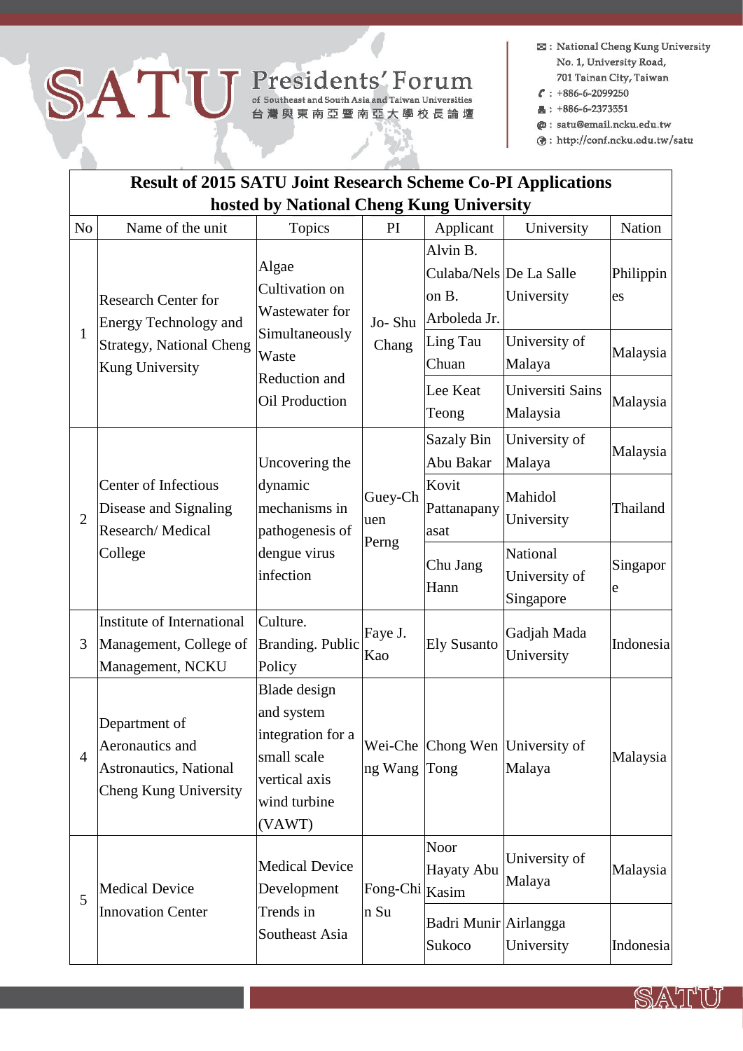# SATU Presidents' Forum

of Southeast and South Asia and Taiwan Universities

台灣與東南亞暨南亞大學校長論壇

✉ : National Cheng Kung University
No. 1, University Road,
701 Tainan City, Taiwan
☎ : +886-6-2099250
Fax : +886-6-2373551
@ : satu@email.ncku.edu.tw
Web : http://conf.ncku.edu.tw/satu

## Result of 2015 SATU Joint Research Scheme Co-PI Applications hosted by National Cheng Kung University

| No | Name of the unit | Topics | PI | Applicant | University | Nation |
|---|---|---|---|---|---|---|
| 1 | Research Center for Energy Technology and Strategy, National Cheng Kung University | Algae Cultivation on Wastewater for Simultaneously Waste Reduction and Oil Production | Jo- Shu Chang | Alvin B. Culaba/Nelson B. Arboleda Jr. | De La Salle University | Philippines |
| | | | | Ling Tau Chuan | University of Malaya | Malaysia |
| | | | | Lee Keat Teong | Universiti Sains Malaysia | Malaysia |
| 2 | Center of Infectious Disease and Signaling Research/ Medical College | Uncovering the dynamic mechanisms in pathogenesis of dengue virus infection | Guey-Chuen Perng | Sazaly Bin Abu Bakar | University of Malaya | Malaysia |
| | | | | Kovit Pattanapanyasat | Mahidol University | Thailand |
| | | | | Chu Jang Hann | National University of Singapore | Singapore |
| 3 | Institute of International Management, College of Management, NCKU | Culture. Branding. Public Policy | Faye J. Kao | Ely Susanto | Gadjah Mada University | Indonesia |
| 4 | Department of Aeronautics and Astronautics, National Cheng Kung University | Blade design and system integration for a small scale vertical axis wind turbine (VAWT) | Wei-Cheng Wang | Chong Wen Tong | University of Malaya | Malaysia |
| 5 | Medical Device Innovation Center | Medical Device Development Trends in Southeast Asia | Fong-Chin Su | Noor Hayaty Abu Kasim | University of Malaya | Malaysia |
| | | | | Badri Munir Sukoco | Airlangga University | Indonesia |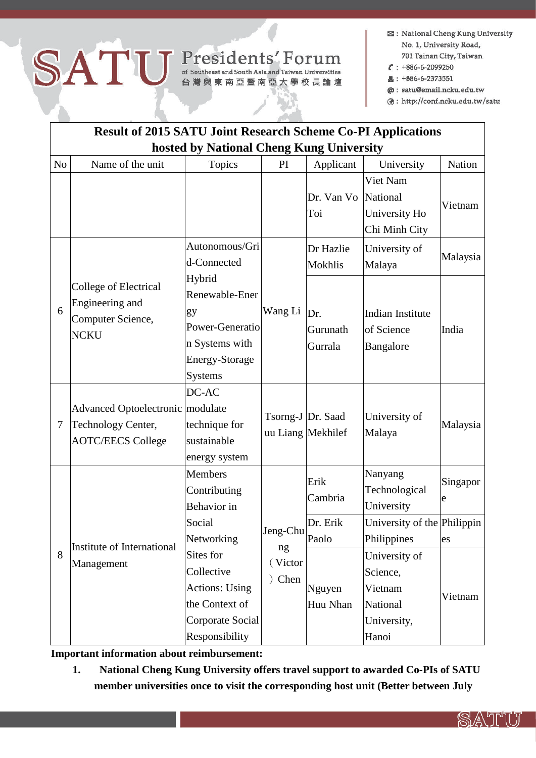| Result of 2015 SATU Joint Research Scheme Co-PI Applications hosted by National Cheng Kung University | | | | | | |
|---|---|---|---|---|---|---|
| No | Name of the unit | Topics | PI | Applicant | University | Nation |
| | | | | Dr. Van Vo Toi | Viet Nam National University Ho Chi Minh City | Vietnam |
| 6 | College of Electrical Engineering and Computer Science, NCKU | Autonomous/Grid-Connected Hybrid Renewable-Energy Power-Generation Systems with Energy-Storage Systems | Wang Li | Dr Hazlie Mokhlis | University of Malaya | Malaysia |
| | | | | Dr. Gurunath Gurrala | Indian Institute of Science Bangalore | India |
| 7 | Advanced Optoelectronic Technology Center, AOTC/EECS College | DC-AC modulate technique for sustainable energy system | Tsorng-Juu Liang | Dr. Saad Mekhilef | University of Malaya | Malaysia |
| 8 | Institute of International Management | Members Contributing Behavior in Social Networking Sites for Collective Actions: Using the Context of Corporate Social Responsibility | Jeng-Chung（Victor）Chen | Erik Cambria | Nanyang Technological University | Singapore |
| | | | | Dr. Erik Paolo | University of the Philippines | Philippines |
| | | | | Nguyen Huu Nhan | University of Science, Vietnam National University, Hanoi | Vietnam |

**Important information about reimbursement:**

1. **National Cheng Kung University offers travel support to awarded Co-PIs of SATU member universities once to visit the corresponding host unit (Better between July**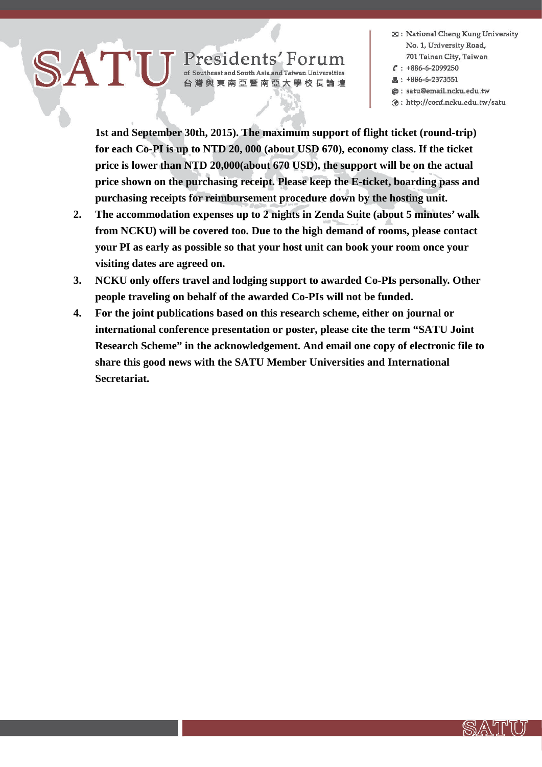**1st and September 30th, 2015). The maximum support of flight ticket (round-trip) for each Co-PI is up to NTD 20, 000 (about USD 670), economy class. If the ticket price is lower than NTD 20,000(about 670 USD), the support will be on the actual price shown on the purchasing receipt. Please keep the E-ticket, boarding pass and purchasing receipts for reimbursement procedure down by the hosting unit.**

2. **The accommodation expenses up to 2 nights in Zenda Suite (about 5 minutes' walk from NCKU) will be covered too. Due to the high demand of rooms, please contact your PI as early as possible so that your host unit can book your room once your visiting dates are agreed on.**
3. **NCKU only offers travel and lodging support to awarded Co-PIs personally. Other people traveling on behalf of the awarded Co-PIs will not be funded.**
4. **For the joint publications based on this research scheme, either on journal or international conference presentation or poster, please cite the term "SATU Joint Research Scheme" in the acknowledgement. And email one copy of electronic file to share this good news with the SATU Member Universities and International Secretariat.**